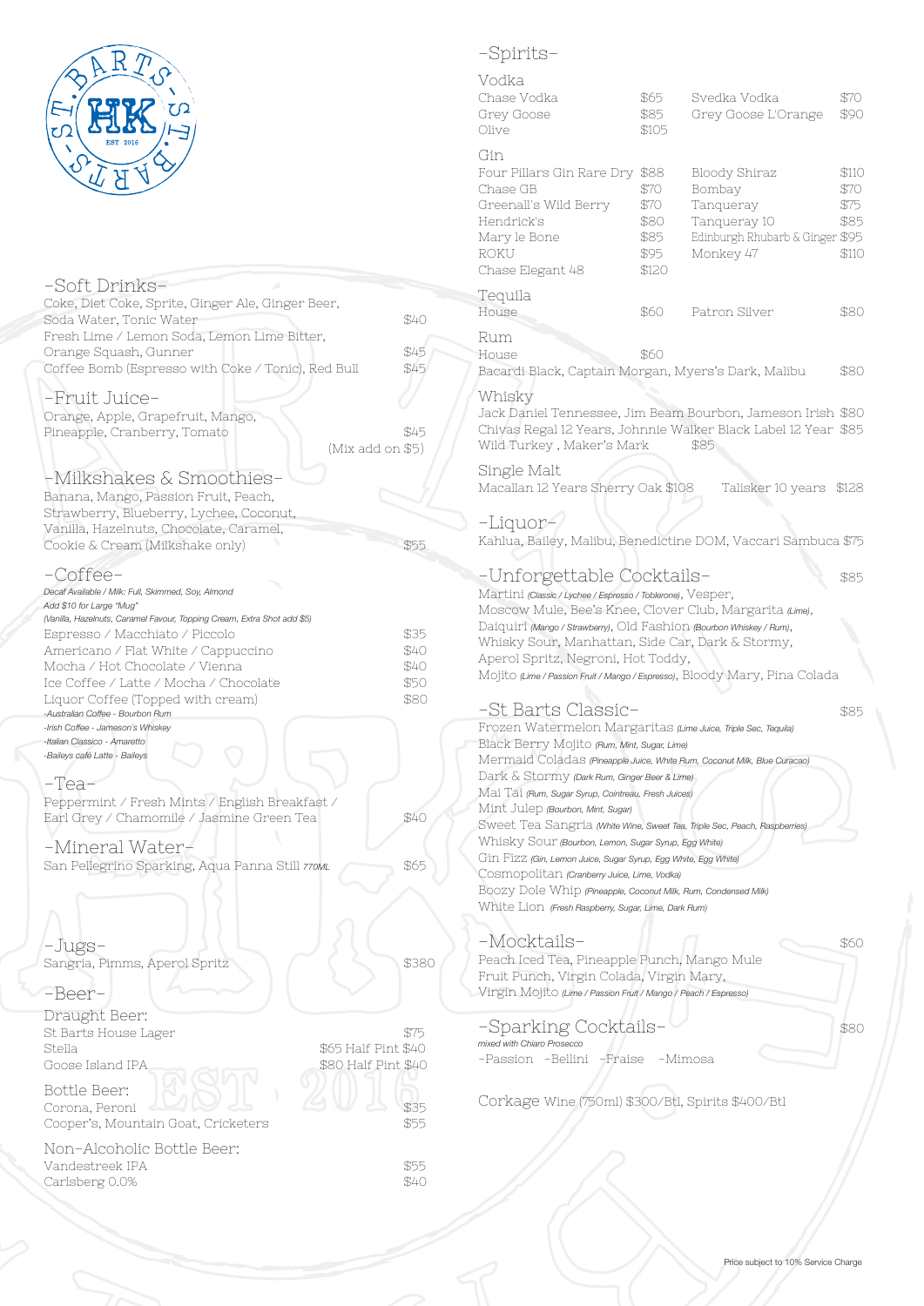ST. BARTS · HK · EST 2016

## -Soft Drinks-

| Item | Price |
|---|---|
| Coke, Diet Coke, Sprite, Ginger Ale, Ginger Beer, Soda Water, Tonic Water | $40 |
| Fresh Lime / Lemon Soda, Lemon Lime Bitter, Orange Squash, Gunner | $45 |
| Coffee Bomb (Espresso with Coke / Tonic), Red Bull | $45 |

## -Fruit Juice-

| Item | Price |
|---|---|
| Orange, Apple, Grapefruit, Mango, Pineapple, Cranberry, Tomato | $45 |

(Mix add on $5)

## -Milkshakes & Smoothies-

| Item | Price |
|---|---|
| Banana, Mango, Passion Fruit, Peach, Strawberry, Blueberry, Lychee, Coconut, Vanilla, Hazelnuts, Chocolate, Caramel, Cookie & Cream (Milkshake only) | $55 |

## -Coffee-

*Decaf Available / Milk: Full, Skimmed, Soy, Almond*
*Add $10 for Large "Mug"*
*(Vanilla, Hazelnuts, Caramel Favour, Topping Cream, Extra Shot add $5)*

| Item | Price |
|---|---|
| Espresso / Macchiato / Piccolo | $35 |
| Americano / Flat White / Cappuccino | $40 |
| Mocha / Hot Chocolate / Vienna | $40 |
| Ice Coffee / Latte / Mocha / Chocolate | $50 |
| Liquor Coffee (Topped with cream) | $80 |

*-Australian Coffee - Bourbon Rum*
*-Irish Coffee - Jameson's Whiskey*
*-Italian Classico - Amaretto*
*-Baileys café Latte - Baileys*

## -Tea-

| Item | Price |
|---|---|
| Peppermint / Fresh Mints / English Breakfast / Earl Grey / Chamomile / Jasmine Green Tea | $40 |

## -Mineral Water-

| Item | Price |
|---|---|
| San Pellegrino Sparking, Aqua Panna Still *770ML* | $65 |

## -Jugs-

| Item | Price |
|---|---|
| Sangria, Pimms, Aperol Spritz | $380 |

## -Beer-

### Draught Beer:

| Item | Price |
|---|---|
| St Barts House Lager | $75 |
| Stella | $65 Half Pint $40 |
| Goose Island IPA | $80 Half Pint $40 |

### Bottle Beer:

| Item | Price |
|---|---|
| Corona, Peroni | $35 |
| Cooper's, Mountain Goat, Cricketers | $55 |

### Non-Alcoholic Bottle Beer:

| Item | Price |
|---|---|
| Vandestreek IPA | $55 |
| Carlsberg 0.0% | $40 |

## -Spirits-

### Vodka

| Item | Price | Item | Price |
|---|---|---|---|
| Chase Vodka | $65 | Svedka Vodka | $70 |
| Grey Goose | $85 | Grey Goose L'Orange | $90 |
| Olive | $105 | | |

### Gin

| Item | Price | Item | Price |
|---|---|---|---|
| Four Pillars Gin Rare Dry | $88 | Bloody Shiraz | $110 |
| Chase GB | $70 | Bombay | $70 |
| Greenall's Wild Berry | $70 | Tanqueray | $75 |
| Hendrick's | $80 | Tanqueray 10 | $85 |
| Mary le Bone | $85 | Edinburgh Rhubarb & Ginger | $95 |
| ROKU | $95 | Monkey 47 | $110 |
| Chase Elegant 48 | $120 | | |

### Tequila

| Item | Price | Item | Price |
|---|---|---|---|
| House | $60 | Patron Silver | $80 |

### Rum

| Item | Price |
|---|---|
| House | $60 |
| Bacardi Black, Captain Morgan, Myers's Dark, Malibu | $80 |

### Whisky

| Item | Price |
|---|---|
| Jack Daniel Tennessee, Jim Beam Bourbon, Jameson Irish | $80 |
| Chivas Regal 12 Years, Johnnie Walker Black Label 12 Year | $85 |
| Wild Turkey , Maker's Mark | $85 |

### Single Malt

| Item | Price | Item | Price |
|---|---|---|---|
| Macallan 12 Years Sherry Oak | $108 | Talisker 10 years | $128 |

## -Liquor-

Kahlua, Bailey, Malibu, Benedictine DOM, Vaccari Sambuca $75

## -Unforgettable Cocktails- $85

Martini *(Classic / Lychee / Espresso / Toblerone)*, Vesper, Moscow Mule, Bee's Knee, Clover Club, Margarita *(Lime)*, Daiquiri *(Mango / Strawberry)*, Old Fashion *(Bourbon Whiskey / Rum)*, Whisky Sour, Manhattan, Side Car, Dark & Stormy, Aperol Spritz, Negroni, Hot Toddy, Mojito *(Lime / Passion Fruit / Mango / Espresso)*, Bloody Mary, Pina Colada

## -St Barts Classic- $85

- Frozen Watermelon Margaritas *(Lime Juice, Triple Sec, Tequila)*
- Black Berry Mojito *(Rum, Mint, Sugar, Lime)*
- Mermaid Coladas *(Pineapple Juice, White Rum, Coconut Milk, Blue Curacao)*
- Dark & Stormy *(Dark Rum, Ginger Beer & Lime)*
- Mai Tai *(Rum, Sugar Syrup, Cointreau, Fresh Juices)*
- Mint Julep *(Bourbon, Mint, Sugar)*
- Sweet Tea Sangria *(White Wine, Sweet Tea, Triple Sec, Peach, Raspberries)*
- Whisky Sour *(Bourbon, Lemon, Sugar Syrup, Egg White)*
- Gin Fizz *(Gin, Lemon Juice, Sugar Syrup, Egg White, Egg White)*
- Cosmopolitan *(Cranberry Juice, Lime, Vodka)*
- Boozy Dole Whip *(Pineapple, Coconut Milk, Rum, Condensed Milk)*
- White Lion *(Fresh Raspberry, Sugar, Lime, Dark Rum)*

## -Mocktails- $60

Peach Iced Tea, Pineapple Punch, Mango Mule, Fruit Punch, Virgin Colada, Virgin Mary, Virgin Mojito *(Lime / Passion Fruit / Mango / Peach / Espresso)*

## -Sparking Cocktails- $80

*mixed with Chiaro Prosecco*

-Passion -Bellini -Fraise -Mimosa

Corkage Wine (750ml) $300/Btl, Spirits $400/Btl

Price subject to 10% Service Charge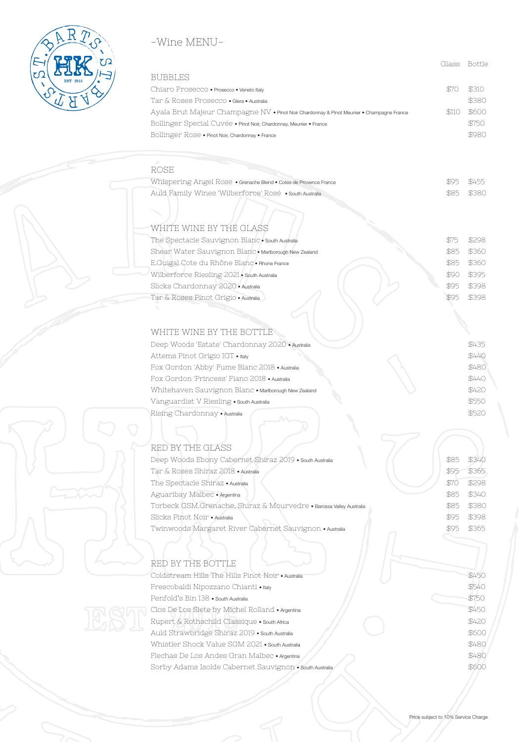# -Wine MENU-

| | Glass | Bottle |
|---|---|---|
| **BUBBLES** | | |
| Chiaro Prosecco • Prosecco • Veneto Italy | $70 | $310 |
| Tar & Roses Prosecco • Glera • Australia | | $380 |
| Ayala Brut Majeur Champagne NV • Pinot Noir Chardonnay & Pinot Meunier • Champagne France | $110 | $600 |
| Bollinger Special Cuvée • Pinot Noir, Chardonnay, Meunier • France | | $750 |
| Bollinger Rose • Pinot Noir, Chardonnay • France | | $980 |
| **ROSE** | | |
| Whispering Angel Rose • Grenache Blend • Cotes de Provence France | $95 | $455 |
| Auld Family Wines 'Wilberforce' Rosé • South Australia | $85 | $380 |
| **WHITE WINE BY THE GLASS** | | |
| The Spectacle Sauvignon Blanc • South Australia | $75 | $298 |
| Shear Water Sauvignon Blanc • Marlborough New Zealand | $85 | $360 |
| E.Guigal Cote du Rhône Blanc • Rhone France | $85 | $360 |
| Wilberforce Riesling 2021 • South Australia | $90 | $395 |
| Slicks Chardonnay 2020 • Australia | $95 | $398 |
| Tar & Roses Pinot Grigio • Australia | $95 | $398 |
| **WHITE WINE BY THE BOTTLE** | | |
| Deep Woods 'Estate' Chardonnay 2020 • Australia | | $435 |
| Attems Pinot Grigio IGT • Italy | | $440 |
| Fox Gordon 'Abby' Fume Blanc 2018 • Australia | | $480 |
| Fox Gordon 'Princess' Fiano 2018 • Australia | | $440 |
| Whitehaven Sauvignon Blanc • Marlborough New Zealand | | $420 |
| Vanguardist V Riesling • South Australia | | $550 |
| Rising Chardonnay • Australia | | $520 |
| **RED BY THE GLASS** | | |
| Deep Woods Ebony Cabernet Shiraz 2019 • South Australia | $85 | $340 |
| Tar & Roses Shiraz 2018 • Australia | $95 | $365 |
| The Spectacle Shiraz • Australia | $70 | $298 |
| Aguaribay Malbec • Argentina | $85 | $340 |
| Torbeck GSM.Grenache, Shiraz & Mourvedre • Barossa Valley Australia | $85 | $380 |
| Slicks Pinot Noir • Australia | $95 | $398 |
| Twinwoods Margaret River Cabernet Sauvignon • Australia | $95 | $365 |
| **RED BY THE BOTTLE** | | |
| Coldstream Hills The Hills Pinot Noir • Australia | | $450 |
| Frescobaldi Nipozzano Chianti • Italy | | $540 |
| Penfold's Bin 138 • South Australia | | $750 |
| Clos De Los Siete by Michel Rolland • Argentina | | $450 |
| Rupert & Rothschild Classique • South Africa | | $420 |
| Auld Strawbridge Shiraz 2019 • South Australia | | $600 |
| Whistler Shock Value SGM 2021 • South Australia | | $480 |
| Flechas De Los Andes Gran Malbec • Argentina | | $480 |
| Sorby Adams Isolde Cabernet Sauvignon • South Australia | | $600 |

Price subject to 10% Service Charge